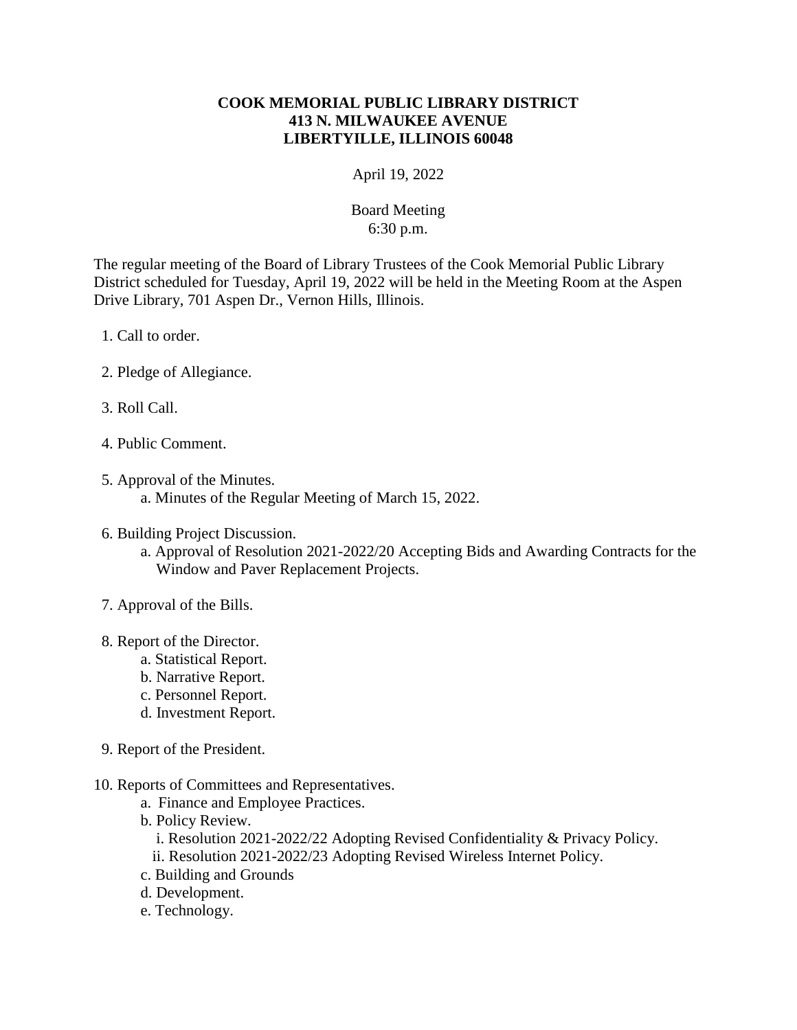**COOK MEMORIAL PUBLIC LIBRARY DISTRICT**
**413 N. MILWAUKEE AVENUE**
**LIBERTYILLE, ILLINOIS 60048**

April 19, 2022

Board Meeting
6:30 p.m.

The regular meeting of the Board of Library Trustees of the Cook Memorial Public Library District scheduled for Tuesday, April 19, 2022 will be held in the Meeting Room at the Aspen Drive Library, 701 Aspen Dr., Vernon Hills, Illinois.

1. Call to order.

2. Pledge of Allegiance.

3. Roll Call.

4. Public Comment.

5. Approval of the Minutes.
   a. Minutes of the Regular Meeting of March 15, 2022.

6. Building Project Discussion.
   a. Approval of Resolution 2021-2022/20 Accepting Bids and Awarding Contracts for the Window and Paver Replacement Projects.

7. Approval of the Bills.

8. Report of the Director.
   a. Statistical Report.
   b. Narrative Report.
   c. Personnel Report.
   d. Investment Report.

9. Report of the President.

10. Reports of Committees and Representatives.
    a. Finance and Employee Practices.
    b. Policy Review.
       i. Resolution 2021-2022/22 Adopting Revised Confidentiality & Privacy Policy.
       ii. Resolution 2021-2022/23 Adopting Revised Wireless Internet Policy.
    c. Building and Grounds
    d. Development.
    e. Technology.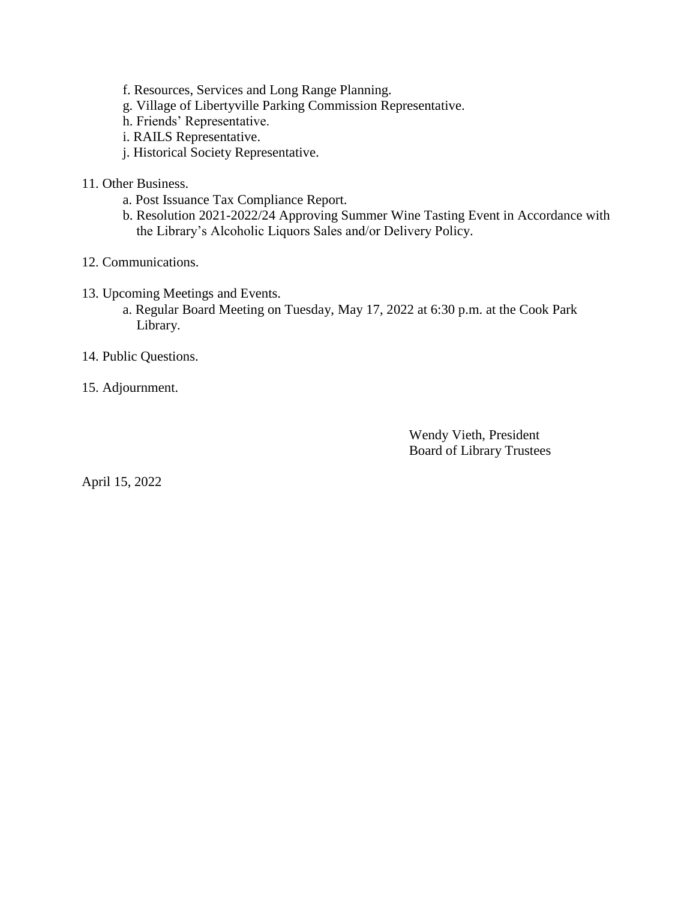f. Resources, Services and Long Range Planning.
g. Village of Libertyville Parking Commission Representative.
h. Friends' Representative.
i. RAILS Representative.
j. Historical Society Representative.

11. Other Business.
    a. Post Issuance Tax Compliance Report.
    b. Resolution 2021-2022/24 Approving Summer Wine Tasting Event in Accordance with the Library's Alcoholic Liquors Sales and/or Delivery Policy.

12. Communications.

13. Upcoming Meetings and Events.
    a. Regular Board Meeting on Tuesday, May 17, 2022 at 6:30 p.m. at the Cook Park Library.

14. Public Questions.

15. Adjournment.

Wendy Vieth, President
Board of Library Trustees

April 15, 2022